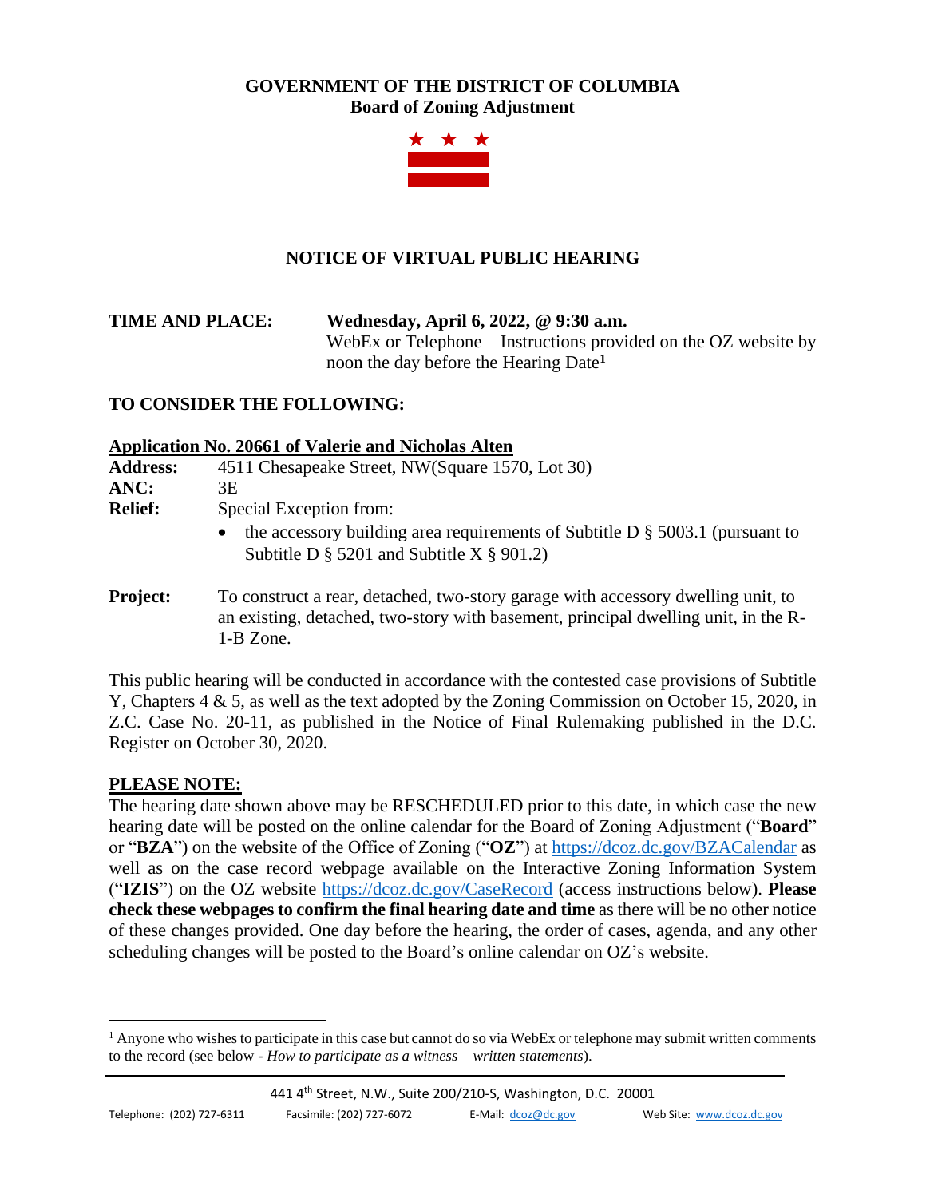**GOVERNMENT OF THE DISTRICT OF COLUMBIA**
**Board of Zoning Adjustment**

# NOTICE OF VIRTUAL PUBLIC HEARING

**TIME AND PLACE:** **Wednesday, April 6, 2022, @ 9:30 a.m.**
WebEx or Telephone – Instructions provided on the OZ website by noon the day before the Hearing Date[1]

## TO CONSIDER THE FOLLOWING:

**Application No. 20661 of Valerie and Nicholas Alten**

**Address:** 4511 Chesapeake Street, NW(Square 1570, Lot 30)
**ANC:** 3E
**Relief:** Special Exception from:

- the accessory building area requirements of Subtitle D § 5003.1 (pursuant to Subtitle D § 5201 and Subtitle X § 901.2)

**Project:** To construct a rear, detached, two-story garage with accessory dwelling unit, to an existing, detached, two-story with basement, principal dwelling unit, in the R-1-B Zone.

This public hearing will be conducted in accordance with the contested case provisions of Subtitle Y, Chapters 4 & 5, as well as the text adopted by the Zoning Commission on October 15, 2020, in Z.C. Case No. 20-11, as published in the Notice of Final Rulemaking published in the D.C. Register on October 30, 2020.

**PLEASE NOTE:**

The hearing date shown above may be RESCHEDULED prior to this date, in which case the new hearing date will be posted on the online calendar for the Board of Zoning Adjustment ("**Board**" or "**BZA**") on the website of the Office of Zoning ("**OZ**") at https://dcoz.dc.gov/BZACalendar as well as on the case record webpage available on the Interactive Zoning Information System ("**IZIS**") on the OZ website https://dcoz.dc.gov/CaseRecord (access instructions below). **Please check these webpages to confirm the final hearing date and time** as there will be no other notice of these changes provided. One day before the hearing, the order of cases, agenda, and any other scheduling changes will be posted to the Board's online calendar on OZ's website.

[1] Anyone who wishes to participate in this case but cannot do so via WebEx or telephone may submit written comments to the record (see below - *How to participate as a witness – written statements*).

441 4th Street, N.W., Suite 200/210-S, Washington, D.C. 20001
Telephone: (202) 727-6311 Facsimile: (202) 727-6072 E-Mail: dcoz@dc.gov Web Site: www.dcoz.dc.gov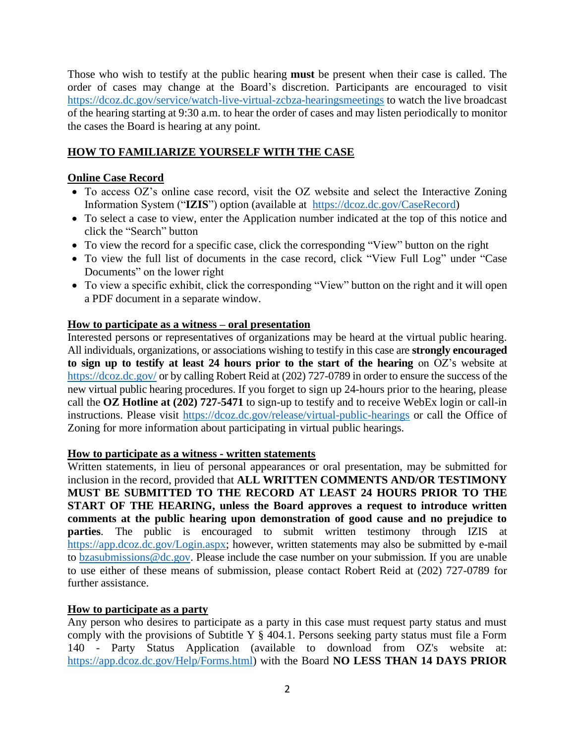Those who wish to testify at the public hearing **must** be present when their case is called. The order of cases may change at the Board's discretion. Participants are encouraged to visit https://dcoz.dc.gov/service/watch-live-virtual-zcbza-hearingsmeetings to watch the live broadcast of the hearing starting at 9:30 a.m. to hear the order of cases and may listen periodically to monitor the cases the Board is hearing at any point.

## HOW TO FAMILIARIZE YOURSELF WITH THE CASE

### Online Case Record

- To access OZ's online case record, visit the OZ website and select the Interactive Zoning Information System ("**IZIS**") option (available at https://dcoz.dc.gov/CaseRecord)
- To select a case to view, enter the Application number indicated at the top of this notice and click the "Search" button
- To view the record for a specific case, click the corresponding "View" button on the right
- To view the full list of documents in the case record, click "View Full Log" under "Case Documents" on the lower right
- To view a specific exhibit, click the corresponding "View" button on the right and it will open a PDF document in a separate window.

### How to participate as a witness – oral presentation

Interested persons or representatives of organizations may be heard at the virtual public hearing. All individuals, organizations, or associations wishing to testify in this case are **strongly encouraged to sign up to testify at least 24 hours prior to the start of the hearing** on OZ's website at https://dcoz.dc.gov/ or by calling Robert Reid at (202) 727-0789 in order to ensure the success of the new virtual public hearing procedures. If you forget to sign up 24-hours prior to the hearing, please call the **OZ Hotline at (202) 727-5471** to sign-up to testify and to receive WebEx login or call-in instructions. Please visit https://dcoz.dc.gov/release/virtual-public-hearings or call the Office of Zoning for more information about participating in virtual public hearings.

### How to participate as a witness - written statements

Written statements, in lieu of personal appearances or oral presentation, may be submitted for inclusion in the record, provided that **ALL WRITTEN COMMENTS AND/OR TESTIMONY MUST BE SUBMITTED TO THE RECORD AT LEAST 24 HOURS PRIOR TO THE START OF THE HEARING, unless the Board approves a request to introduce written comments at the public hearing upon demonstration of good cause and no prejudice to parties**. The public is encouraged to submit written testimony through IZIS at https://app.dcoz.dc.gov/Login.aspx; however, written statements may also be submitted by e-mail to bzasubmissions@dc.gov. Please include the case number on your submission. If you are unable to use either of these means of submission, please contact Robert Reid at (202) 727-0789 for further assistance.

### How to participate as a party

Any person who desires to participate as a party in this case must request party status and must comply with the provisions of Subtitle Y § 404.1. Persons seeking party status must file a Form 140 - Party Status Application (available to download from OZ's website at: https://app.dcoz.dc.gov/Help/Forms.html) with the Board **NO LESS THAN 14 DAYS PRIOR**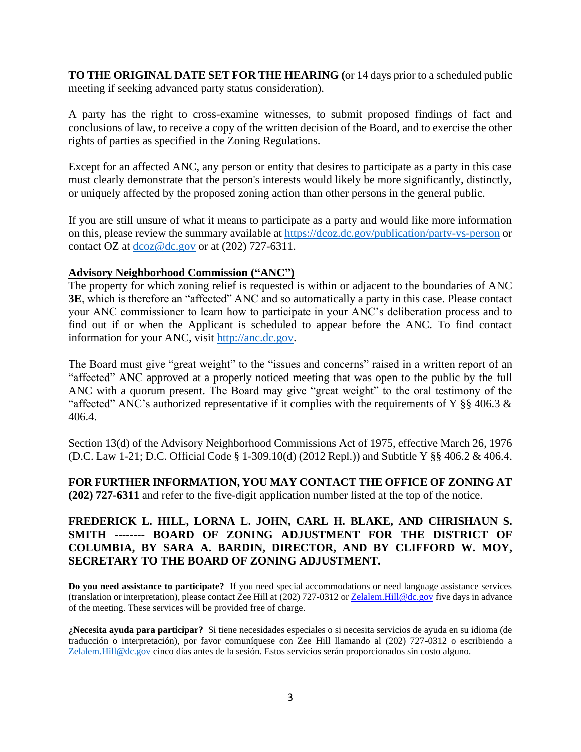**TO THE ORIGINAL DATE SET FOR THE HEARING (**or 14 days prior to a scheduled public meeting if seeking advanced party status consideration).

A party has the right to cross-examine witnesses, to submit proposed findings of fact and conclusions of law, to receive a copy of the written decision of the Board, and to exercise the other rights of parties as specified in the Zoning Regulations.

Except for an affected ANC, any person or entity that desires to participate as a party in this case must clearly demonstrate that the person's interests would likely be more significantly, distinctly, or uniquely affected by the proposed zoning action than other persons in the general public.

If you are still unsure of what it means to participate as a party and would like more information on this, please review the summary available at [https://dcoz.dc.gov/publication/party-vs-person](https://dcoz.dc.gov/publication/party-vs-person) or contact OZ at [dcoz@dc.gov](mailto:dcoz@dc.gov) or at (202) 727-6311.

**Advisory Neighborhood Commission ("ANC")**

The property for which zoning relief is requested is within or adjacent to the boundaries of ANC **3E**, which is therefore an "affected" ANC and so automatically a party in this case. Please contact your ANC commissioner to learn how to participate in your ANC's deliberation process and to find out if or when the Applicant is scheduled to appear before the ANC. To find contact information for your ANC, visit [http://anc.dc.gov](http://anc.dc.gov).

The Board must give "great weight" to the "issues and concerns" raised in a written report of an "affected" ANC approved at a properly noticed meeting that was open to the public by the full ANC with a quorum present. The Board may give "great weight" to the oral testimony of the "affected" ANC's authorized representative if it complies with the requirements of Y §§ 406.3 & 406.4.

Section 13(d) of the Advisory Neighborhood Commissions Act of 1975, effective March 26, 1976 (D.C. Law 1-21; D.C. Official Code § 1-309.10(d) (2012 Repl.)) and Subtitle Y §§ 406.2 & 406.4.

**FOR FURTHER INFORMATION, YOU MAY CONTACT THE OFFICE OF ZONING AT (202) 727-6311** and refer to the five-digit application number listed at the top of the notice.

**FREDERICK L. HILL, LORNA L. JOHN, CARL H. BLAKE, AND CHRISHAUN S. SMITH -------- BOARD OF ZONING ADJUSTMENT FOR THE DISTRICT OF COLUMBIA, BY SARA A. BARDIN, DIRECTOR, AND BY CLIFFORD W. MOY, SECRETARY TO THE BOARD OF ZONING ADJUSTMENT.**

**Do you need assistance to participate?** If you need special accommodations or need language assistance services (translation or interpretation), please contact Zee Hill at (202) 727-0312 or [Zelalem.Hill@dc.gov](mailto:Zelalem.Hill@dc.gov) five days in advance of the meeting. These services will be provided free of charge.

**¿Necesita ayuda para participar?** Si tiene necesidades especiales o si necesita servicios de ayuda en su idioma (de traducción o interpretación), por favor comuníquese con Zee Hill llamando al (202) 727-0312 o escribiendo a [Zelalem.Hill@dc.gov](mailto:Zelalem.Hill@dc.gov) cinco días antes de la sesión. Estos servicios serán proporcionados sin costo alguno.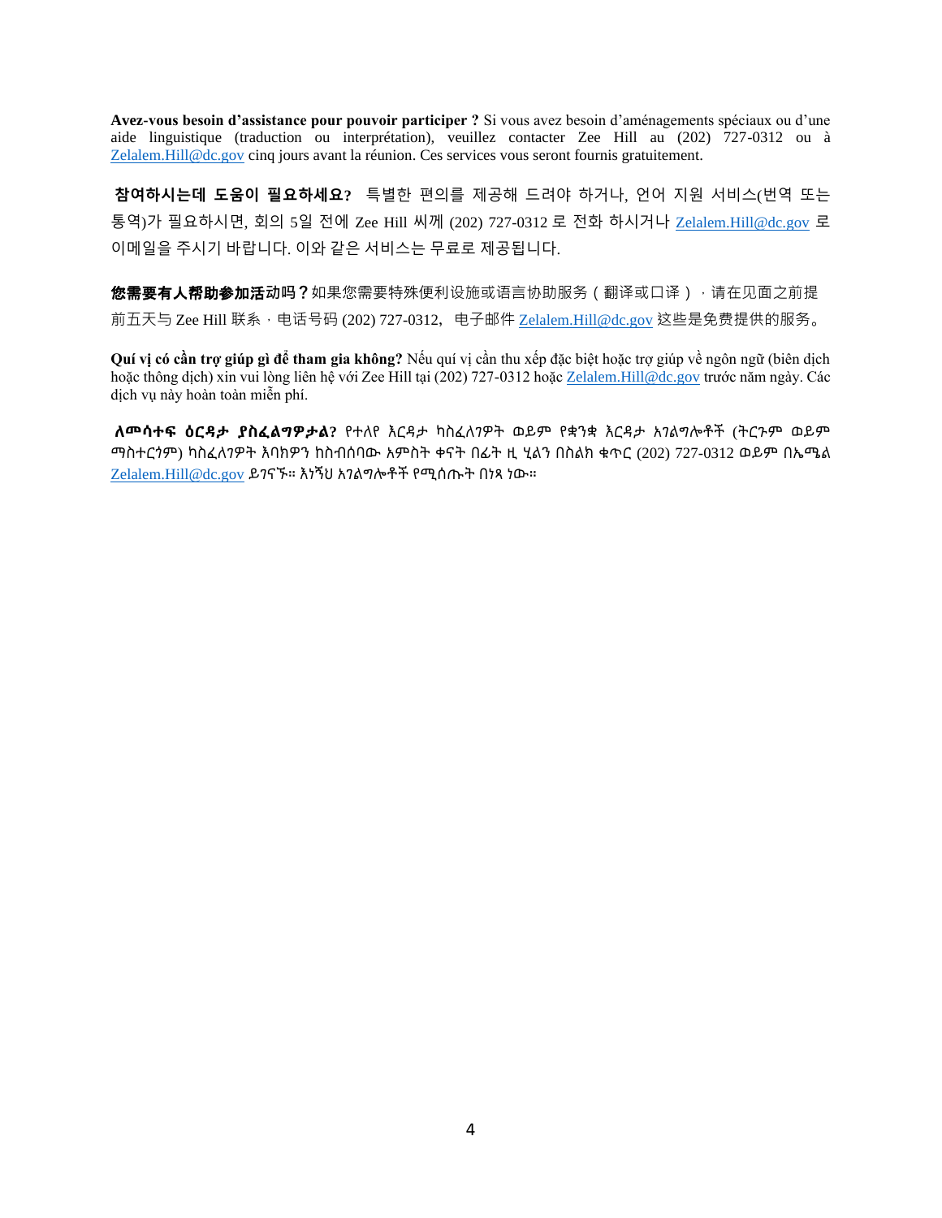**Avez-vous besoin d'assistance pour pouvoir participer ?** Si vous avez besoin d'aménagements spéciaux ou d'une aide linguistique (traduction ou interprétation), veuillez contacter Zee Hill au (202) 727-0312 ou à Zelalem.Hill@dc.gov cinq jours avant la réunion. Ces services vous seront fournis gratuitement.

**참여하시는데 도움이 필요하세요?** 특별한 편의를 제공해 드려야 하거나, 언어 지원 서비스(번역 또는 통역)가 필요하시면, 회의 5일 전에 Zee Hill 씨께 (202) 727-0312 로 전화 하시거나 Zelalem.Hill@dc.gov 로 이메일을 주시기 바랍니다. 이와 같은 서비스는 무료로 제공됩니다.

**您需要有人帮助参加活动吗？**如果您需要特殊便利设施或语言协助服务（翻译或口译），请在见面之前提前五天与 Zee Hill 联系，电话号码 (202) 727-0312, 电子邮件 Zelalem.Hill@dc.gov 这些是免费提供的服务。

**Quí vị có cần trợ giúp gì để tham gia không?** Nếu quí vị cần thu xếp đặc biệt hoặc trợ giúp về ngôn ngữ (biên dịch hoặc thông dịch) xin vui lòng liên hệ với Zee Hill tại (202) 727-0312 hoặc Zelalem.Hill@dc.gov trước năm ngày. Các dịch vụ này hoàn toàn miễn phí.

**ለመሳተፍ ዕርዳታ ያስፈልግዎታል?** የተለየ እርዳታ ካስፈለገዎት ወይም የቋንቋ እርዳታ አገልግሎቶች (ትርጉም ወይም ማስተርጎም) ካስፈለገዎት እባክዎን ከስብሰባው አምስት ቀናት በፊት ዚ ሂልን በስልክ ቁጥር (202) 727-0312 ወይም በኢሜል Zelalem.Hill@dc.gov ይገናኙ። እነኚህ አገልግሎቶች የሚሰጡት በነጻ ነው።